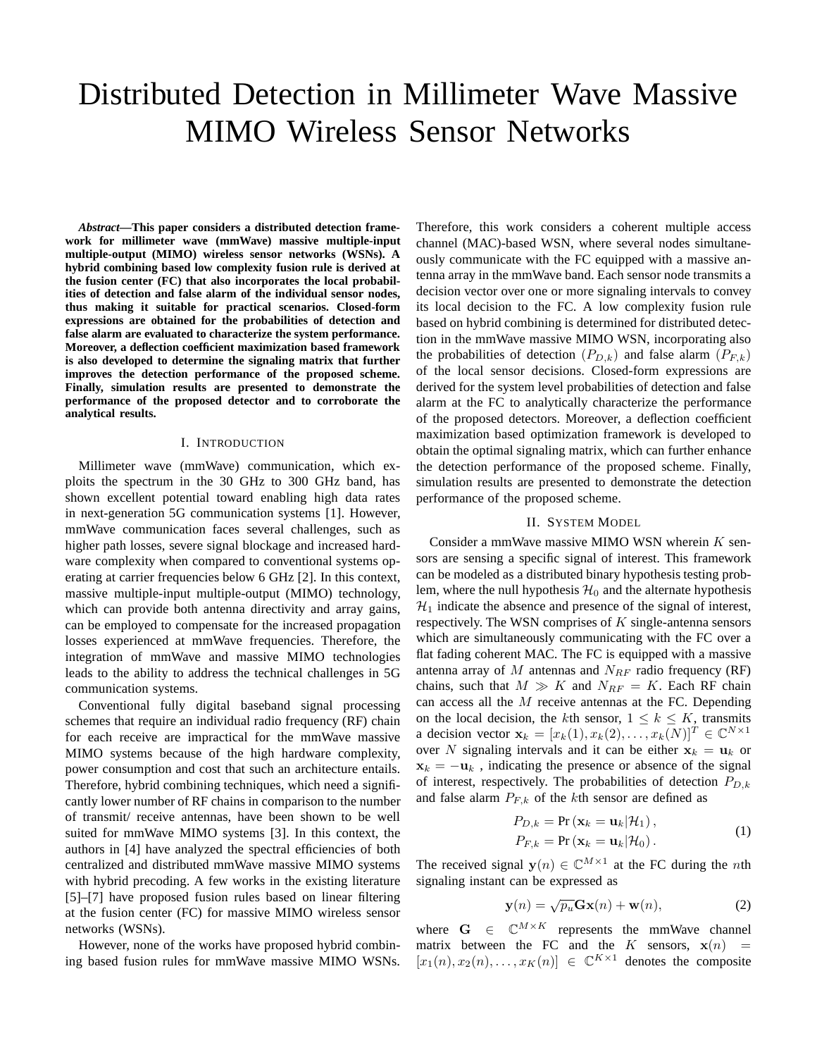# Distributed Detection in Millimeter Wave Massive MIMO Wireless Sensor Networks

***Abstract*—This paper considers a distributed detection framework for millimeter wave (mmWave) massive multiple-input multiple-output (MIMO) wireless sensor networks (WSNs). A hybrid combining based low complexity fusion rule is derived at the fusion center (FC) that also incorporates the local probabilities of detection and false alarm of the individual sensor nodes, thus making it suitable for practical scenarios. Closed-form expressions are obtained for the probabilities of detection and false alarm are evaluated to characterize the system performance. Moreover, a deflection coefficient maximization based framework is also developed to determine the signaling matrix that further improves the detection performance of the proposed scheme. Finally, simulation results are presented to demonstrate the performance of the proposed detector and to corroborate the analytical results.**

## I. Introduction

Millimeter wave (mmWave) communication, which exploits the spectrum in the 30 GHz to 300 GHz band, has shown excellent potential toward enabling high data rates in next-generation 5G communication systems [1]. However, mmWave communication faces several challenges, such as higher path losses, severe signal blockage and increased hardware complexity when compared to conventional systems operating at carrier frequencies below 6 GHz [2]. In this context, massive multiple-input multiple-output (MIMO) technology, which can provide both antenna directivity and array gains, can be employed to compensate for the increased propagation losses experienced at mmWave frequencies. Therefore, the integration of mmWave and massive MIMO technologies leads to the ability to address the technical challenges in 5G communication systems.

Conventional fully digital baseband signal processing schemes that require an individual radio frequency (RF) chain for each receive are impractical for the mmWave massive MIMO systems because of the high hardware complexity, power consumption and cost that such an architecture entails. Therefore, hybrid combining techniques, which need a significantly lower number of RF chains in comparison to the number of transmit/ receive antennas, have been shown to be well suited for mmWave MIMO systems [3]. In this context, the authors in [4] have analyzed the spectral efficiencies of both centralized and distributed mmWave massive MIMO systems with hybrid precoding. A few works in the existing literature [5]–[7] have proposed fusion rules based on linear filtering at the fusion center (FC) for massive MIMO wireless sensor networks (WSNs).

However, none of the works have proposed hybrid combining based fusion rules for mmWave massive MIMO WSNs. Therefore, this work considers a coherent multiple access channel (MAC)-based WSN, where several nodes simultaneously communicate with the FC equipped with a massive antenna array in the mmWave band. Each sensor node transmits a decision vector over one or more signaling intervals to convey its local decision to the FC. A low complexity fusion rule based on hybrid combining is determined for distributed detection in the mmWave massive MIMO WSN, incorporating also the probabilities of detection $(P_{D,k})$ and false alarm $(P_{F,k})$ of the local sensor decisions. Closed-form expressions are derived for the system level probabilities of detection and false alarm at the FC to analytically characterize the performance of the proposed detectors. Moreover, a deflection coefficient maximization based optimization framework is developed to obtain the optimal signaling matrix, which can further enhance the detection performance of the proposed scheme. Finally, simulation results are presented to demonstrate the detection performance of the proposed scheme.

## II. System Model

Consider a mmWave massive MIMO WSN wherein $K$ sensors are sensing a specific signal of interest. This framework can be modeled as a distributed binary hypothesis testing problem, where the null hypothesis $\mathcal{H}_0$ and the alternate hypothesis $\mathcal{H}_1$ indicate the absence and presence of the signal of interest, respectively. The WSN comprises of $K$ single-antenna sensors which are simultaneously communicating with the FC over a flat fading coherent MAC. The FC is equipped with a massive antenna array of $M$ antennas and $N_{RF}$ radio frequency (RF) chains, such that $M \gg K$ and $N_{RF} = K$. Each RF chain can access all the $M$ receive antennas at the FC. Depending on the local decision, the $k$th sensor, $1 \leq k \leq K$, transmits a decision vector $\mathbf{x}_k = [x_k(1), x_k(2), \ldots, x_k(N)]^T \in \mathbb{C}^{N \times 1}$ over $N$ signaling intervals and it can be either $\mathbf{x}_k = \mathbf{u}_k$ or $\mathbf{x}_k = -\mathbf{u}_k$ , indicating the presence or absence of the signal of interest, respectively. The probabilities of detection $P_{D,k}$ and false alarm $P_{F,k}$ of the $k$th sensor are defined as

$$
\begin{aligned}
P_{D,k} &= \Pr\left(\mathbf{x}_k = \mathbf{u}_k | \mathcal{H}_1\right), \\
P_{F,k} &= \Pr\left(\mathbf{x}_k = \mathbf{u}_k | \mathcal{H}_0\right).
\end{aligned} \tag{1}
$$

The received signal $\mathbf{y}(n) \in \mathbb{C}^{M \times 1}$ at the FC during the $n$th signaling instant can be expressed as

$$
\mathbf{y}(n) = \sqrt{p_u}\mathbf{G}\mathbf{x}(n) + \mathbf{w}(n), \tag{2}
$$

where $\mathbf{G} \in \mathbb{C}^{M \times K}$ represents the mmWave channel matrix between the FC and the $K$ sensors, $\mathbf{x}(n) = [x_1(n), x_2(n), \ldots, x_K(n)] \in \mathbb{C}^{K \times 1}$ denotes the composite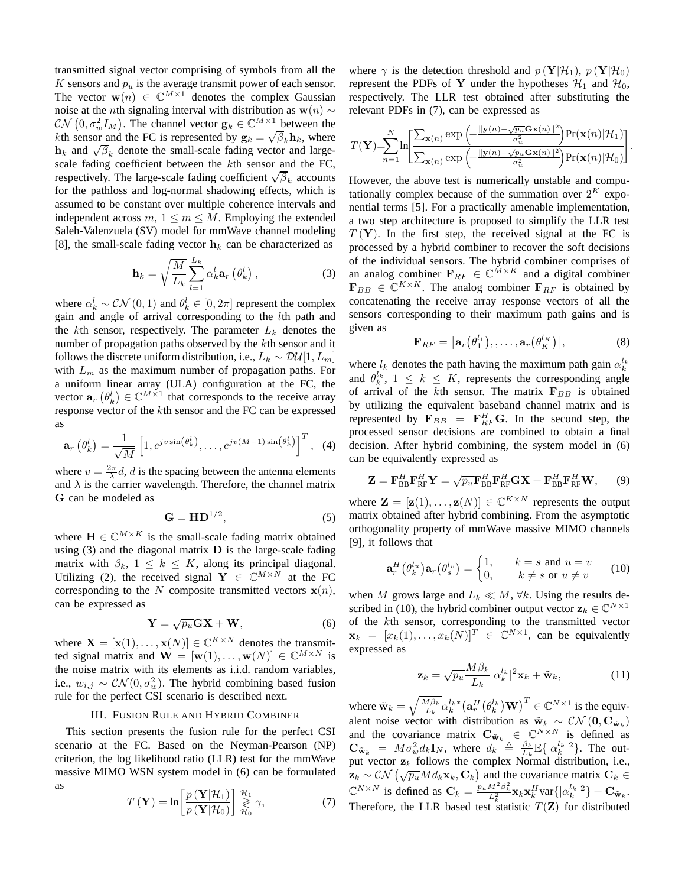transmitted signal vector comprising of symbols from all the $K$ sensors and $p_u$ is the average transmit power of each sensor. The vector $\mathbf{w}(n) \in \mathbb{C}^{M\times 1}$ denotes the complex Gaussian noise at the $n$th signaling interval with distribution as $\mathbf{w}(n) \sim \mathcal{CN}\left(0, \sigma_w^2 I_M\right)$. The channel vector $\mathbf{g}_k \in \mathbb{C}^{M\times 1}$ between the $k$th sensor and the FC is represented by $\mathbf{D}$ is $\mathbf{g}_k = \sqrt{\beta}_k \mathbf{h}_k$, where $\mathbf{h}_k$ and $\sqrt{\beta}_k$ denote the small-scale fading vector and large-scale fading coefficient between the $k$th sensor and the FC, respectively. The large-scale fading coefficient $\sqrt{\beta}_k$ accounts for the pathloss and log-normal shadowing effects, which is assumed to be constant over multiple coherence intervals and independent across $m$, $1 \leq m \leq M$. Employing the extended Saleh-Valenzuela (SV) model for mmWave channel modeling [8], the small-scale fading vector $\mathbf{h}_k$ can be characterized as

$$\mathbf{h}_k = \sqrt{\frac{M}{L_k}} \sum_{l=1}^{L_k} \alpha_k^l \mathbf{a}_r\left(\theta_k^l\right), \tag{3}$$

where $\alpha_k^l \sim \mathcal{CN}(0,1)$ and $\theta_k^l \in [0, 2\pi]$ represent the complex gain and angle of arrival corresponding to the $l$th path and the $k$th sensor, respectively. The parameter $L_k$ denotes the number of propagation paths observed by the $k$th sensor and it follows the discrete uniform distribution, i.e., $L_k \sim \mathcal{DU}[1, L_m]$ with $L_m$ as the maximum number of propagation paths. For a uniform linear array (ULA) configuration at the FC, the vector $\mathbf{a}_r\left(\theta_k^l\right) \in \mathbb{C}^{M\times 1}$ that corresponds to the receive array response vector of the $k$th sensor and the FC can be expressed as

$$\mathbf{a}_r\left(\theta_k^l\right) = \frac{1}{\sqrt{M}}\left[1, e^{jv\sin\left(\theta_k^l\right)}, \ldots, e^{jv(M-1)\sin\left(\theta_k^l\right)}\right]^T, \tag{4}$$

where $v = \frac{2\pi}{\lambda}d$, $d$ is the spacing between the antenna elements and $\lambda$ is the carrier wavelength. Therefore, the channel matrix $\mathbf{G}$ can be modeled as

$$\mathbf{G} = \mathbf{H}\mathbf{D}^{1/2}, \tag{5}$$

where $\mathbf{H} \in \mathbb{C}^{M\times K}$ is the small-scale fading matrix obtained using (3) and the diagonal matrix $\mathbf{D}$ is the large-scale fading matrix with $\beta_k$, $1 \leq k \leq K$, along its principal diagonal. Utilizing (2), the received signal $\mathbf{Y} \in \mathbb{C}^{M\times N}$ at the FC corresponding to the $N$ composite transmitted vectors $\mathbf{x}(n)$, can be expressed as

$$\mathbf{Y} = \sqrt{p_u}\mathbf{G}\mathbf{X} + \mathbf{W}, \tag{6}$$

where $\mathbf{X} = [\mathbf{x}(1), \ldots, \mathbf{x}(N)] \in \mathbb{C}^{K\times N}$ denotes the transmitted signal matrix and $\mathbf{W} = [\mathbf{w}(1), \ldots, \mathbf{w}(N)] \in \mathbb{C}^{M\times N}$ is the noise matrix with its elements as i.i.d. random variables, i.e., $w_{i,j} \sim \mathcal{CN}(0, \sigma_w^2)$. The hybrid combining based fusion rule for the perfect CSI scenario is described next.

## III. Fusion Rule and Hybrid Combiner

This section presents the fusion rule for the perfect CSI scenario at the FC. Based on the Neyman-Pearson (NP) criterion, the log likelihood ratio (LLR) test for the mmWave massive MIMO WSN system model in (6) can be formulated as

$$T(\mathbf{Y}) = \ln\left[\frac{p(\mathbf{Y}|\mathcal{H}_1)}{p(\mathbf{Y}|\mathcal{H}_0)}\right] \underset{\mathcal{H}_0}{\overset{\mathcal{H}_1}{\gtrless}} \gamma, \tag{7}$$

where $\gamma$ is the detection threshold and $p(\mathbf{Y}|\mathcal{H}_1)$, $p(\mathbf{Y}|\mathcal{H}_0)$ represent the PDFs of $\mathbf{Y}$ under the hypotheses $\mathcal{H}_1$ and $\mathcal{H}_0$, respectively. The LLR test obtained after substituting the relevant PDFs in (7), can be expressed as

$$T(\mathbf{Y}) = \sum_{n=1}^{N} \ln\left[\frac{\sum_{\mathbf{x}(n)} \exp\left(-\frac{\|\mathbf{y}(n)-\sqrt{p_u}\mathbf{G}\mathbf{x}(n)\|^2}{\sigma_w^2}\right)\Pr(\mathbf{x}(n)|\mathcal{H}_1)}{\sum_{\mathbf{x}(n)} \exp\left(-\frac{\|\mathbf{y}(n)-\sqrt{p_u}\mathbf{G}\mathbf{x}(n)\|^2}{\sigma_w^2}\right)\Pr(\mathbf{x}(n)|\mathcal{H}_0)}\right].$$

However, the above test is numerically unstable and computationally complex because of the summation over $2^K$ exponential terms [5]. For a practically amenable implementation, a two step architecture is proposed to simplify the LLR test $T(\mathbf{Y})$. In the first step, the received signal at the FC is processed by a hybrid combiner to recover the soft decisions of the individual sensors. The hybrid combiner comprises of an analog combiner $\mathbf{F}_{RF} \in \mathbb{C}^{M\times K}$ and a digital combiner $\mathbf{F}_{BB} \in \mathbb{C}^{K\times K}$. The analog combiner $\mathbf{F}_{RF}$ is obtained by concatenating the receive array response vectors of all the sensors corresponding to their maximum path gains and is given as

$$\mathbf{F}_{RF} = \left[\mathbf{a}_r\left(\theta_1^{l_1}\right), \ldots, \mathbf{a}_r\left(\theta_K^{l_K}\right)\right], \tag{8}$$

where $l_k$ denotes the path having the maximum path gain $\alpha_k^{l_k}$ and $\theta_k^{l_k}$, $1 \leq k \leq K$, represents the corresponding angle of arrival of the $k$th sensor. The matrix $\mathbf{F}_{BB}$ is obtained by utilizing the equivalent baseband channel matrix and is represented by $\mathbf{F}_{BB} = \mathbf{F}_{RF}^H\mathbf{G}$. In the second step, the processed sensor decisions are combined to obtain a final decision. After hybrid combining, the system model in (6) can be equivalently expressed as

$$\mathbf{Z} = \mathbf{F}_{\text{BB}}^H\mathbf{F}_{\text{RF}}^H\mathbf{Y} = \sqrt{p_u}\mathbf{F}_{\text{BB}}^H\mathbf{F}_{\text{RF}}^H\mathbf{G}\mathbf{X} + \mathbf{F}_{\text{BB}}^H\mathbf{F}_{\text{RF}}^H\mathbf{W}, \tag{9}$$

where $\mathbf{Z} = [\mathbf{z}(1), \ldots, \mathbf{z}(N)] \in \mathbb{C}^{K\times N}$ represents the output matrix obtained after hybrid combining. From the asymptotic orthogonality property of mmWave massive MIMO channels [9], it follows that

$$\mathbf{a}_r^H\left(\theta_k^{l_u}\right)\mathbf{a}_r\left(\theta_s^{l_v}\right) = \begin{cases} 1, & k = s \text{ and } u = v \\ 0, & k \neq s \text{ or } u \neq v \end{cases} \tag{10}$$

when $M$ grows large and $L_k \ll M, \forall k$. Using the results described in (10), the hybrid combiner output vector $\mathbf{z}_k \in \mathbb{C}^{N\times 1}$ of the $k$th sensor, corresponding to the transmitted vector $\mathbf{x}_k = [x_k(1), \ldots, x_k(N)]^T \in \mathbb{C}^{N\times 1}$, can be equivalently expressed as

$$\mathbf{z}_k = \sqrt{p_u}\frac{M\beta_k}{L_k}|\alpha_k^{l_k}|^2\mathbf{x}_k + \tilde{\mathbf{w}}_k, \tag{11}$$

where $\tilde{\mathbf{w}}_k = \sqrt{\frac{M\beta_k}{L_k}}\alpha_k^{l_k *}\left(\mathbf{a}_r^H\left(\theta_k^{l_k}\right)\mathbf{W}\right)^T \in \mathbb{C}^{N\times 1}$ is the equivalent noise vector with distribution as $\tilde{\mathbf{w}}_k \sim \mathcal{CN}\left(\mathbf{0}, \mathbf{C}_{\tilde{\mathbf{w}}_k}\right)$ and the covariance matrix $\mathbf{C}_{\tilde{\mathbf{w}}_k} \in \mathbb{C}^{N\times N}$ is defined as $\mathbf{C}_{\tilde{\mathbf{w}}_k} = M\sigma_w^2 d_k \mathbf{I}_N$, where $d_k \triangleq \frac{\beta_k}{L_k}\mathbb{E}\{|\alpha_k^{l_k}|^2\}$. The output vector $\mathbf{z}_k$ follows the complex Normal distribution, i.e., $\mathbf{z}_k \sim \mathcal{CN}\left(\sqrt{p_u}Md_k\mathbf{x}_k, \mathbf{C}_k\right)$ and the covariance matrix $\mathbf{C}_k \in \mathbb{C}^{N\times N}$ is defined as $\mathbf{C}_k = \frac{p_u M^2\beta_k^2}{L_k^2}\mathbf{x}_k\mathbf{x}_k^H\text{var}\{|\alpha_k^{l_k}|^2\} + \mathbf{C}_{\tilde{\mathbf{w}}_k}$. Therefore, the LLR based test statistic $T(\mathbf{Z})$ for distributed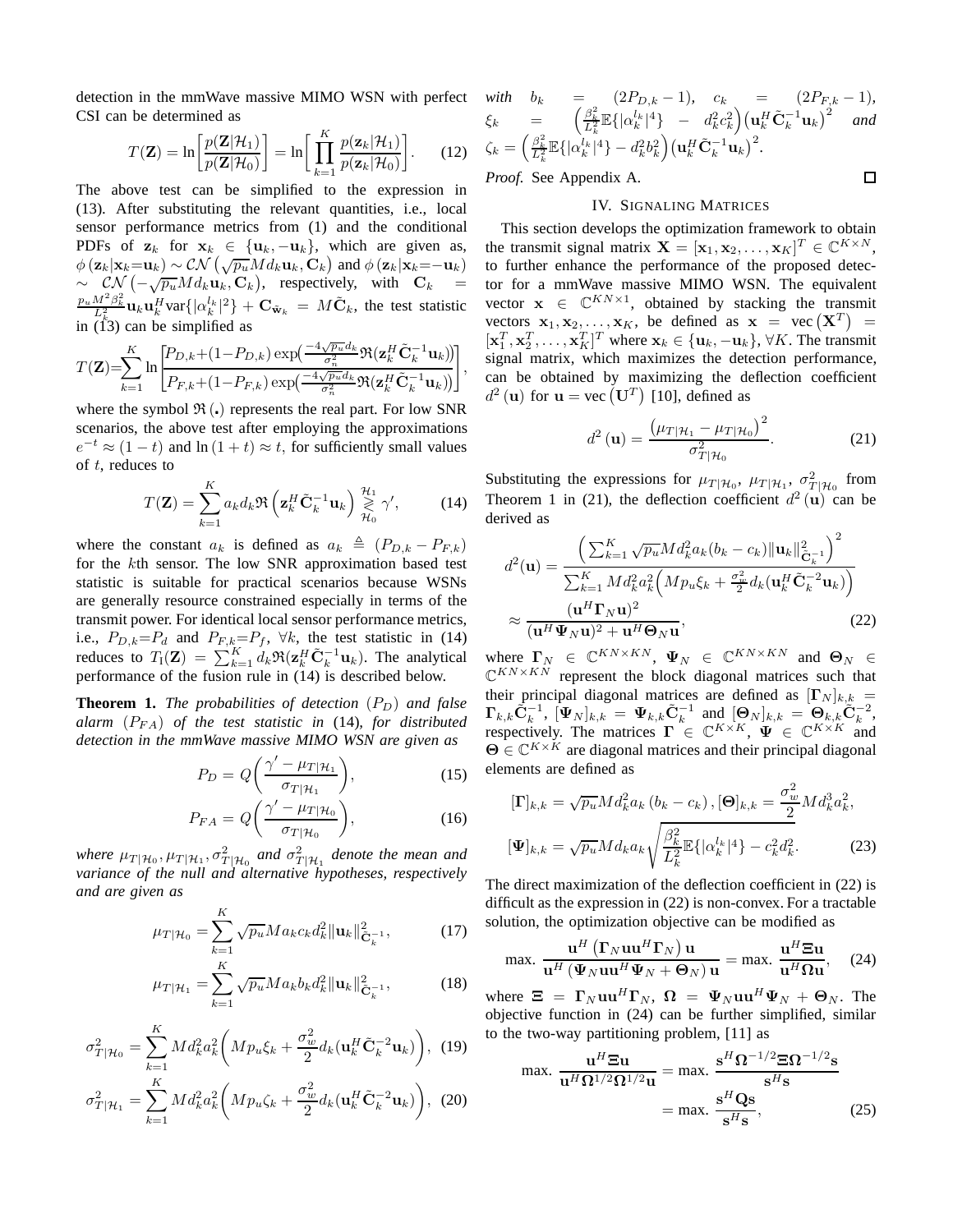detection in the mmWave massive MIMO WSN with perfect CSI can be determined as

$$T(\mathbf{Z}) = \ln\left[\frac{p(\mathbf{Z}|\mathcal{H}_1)}{p(\mathbf{Z}|\mathcal{H}_0)}\right] = \ln\left[\prod_{k=1}^{K}\frac{p(\mathbf{z}_k|\mathcal{H}_1)}{p(\mathbf{z}_k|\mathcal{H}_0)}\right]. \quad (12)$$

The above test can be simplified to the expression in (13). After substituting the relevant quantities, i.e., local sensor performance metrics from (1) and the conditional PDFs of $\mathbf{z}_k$ for $\mathbf{x}_k \in \{\mathbf{u}_k, -\mathbf{u}_k\}$, which are given as, $\phi\left(\mathbf{z}_k|\mathbf{x}_k{=}\mathbf{u}_k\right) \sim \mathcal{CN}\left(\sqrt{p_u}Md_k\mathbf{u}_k, \mathbf{C}_k\right)$ and $\phi\left(\mathbf{z}_k|\mathbf{x}_k{=}{-}\mathbf{u}_k\right) \sim \mathcal{CN}\left(-\sqrt{p_u}Md_k\mathbf{u}_k, \mathbf{C}_k\right)$, respectively, with $\mathbf{C}_k = \frac{p_u M^2\beta_k^2}{L_k^2}\mathbf{u}_k\mathbf{u}_k^H\text{var}\{|\alpha_k^{l_k}|^2\} + \mathbf{C}_{\tilde{\mathbf{w}}_k} = M\tilde{\mathbf{C}}_k$, the test statistic in (13) can be simplified as

$$T(\mathbf{Z}){=}\sum_{k=1}^{K}\ln\left[\frac{P_{D,k}{+}(1{-}P_{D,k})\exp\!\left(\frac{-4\sqrt{p_u}d_k}{\sigma_n^2}\Re(\mathbf{z}_k^H\tilde{\mathbf{C}}_k^{-1}\mathbf{u}_k)\right)}{P_{F,k}{+}(1{-}P_{F,k})\exp\!\left(\frac{-4\sqrt{p_u}d_k}{\sigma_n^2}\Re(\mathbf{z}_k^H\tilde{\mathbf{C}}_k^{-1}\mathbf{u}_k)\right)}\right],$$

where the symbol $\Re\left(\cdot\right)$ represents the real part. For low SNR scenarios, the above test after employing the approximations $e^{-t} \approx (1-t)$ and $\ln(1+t) \approx t$, for sufficiently small values of $t$, reduces to

$$T(\mathbf{Z}) = \sum_{k=1}^{K} a_k d_k \Re\left(\mathbf{z}_k^H\tilde{\mathbf{C}}_k^{-1}\mathbf{u}_k\right) \underset{\mathcal{H}_0}{\overset{\mathcal{H}_1}{\gtrless}} \gamma', \quad (14)$$

where the constant $a_k$ is defined as $a_k \triangleq (P_{D,k} - P_{F,k})$ for the $k$th sensor. The low SNR approximation based test statistic is suitable for practical scenarios because WSNs are generally resource constrained especially in terms of the transmit power. For identical local sensor performance metrics, i.e., $P_{D,k}{=}P_d$ and $P_{F,k}{=}P_f$, $\forall k$, the test statistic in (14) reduces to $T_1(\mathbf{Z}) = \sum_{k=1}^{K} d_k\Re(\mathbf{z}_k^H\tilde{\mathbf{C}}_k^{-1}\mathbf{u}_k)$. The analytical performance of the fusion rule in (14) is described below.

**Theorem 1.** *The probabilities of detection $(P_D)$ and false alarm $(P_{FA})$ of the test statistic in* (14)*, for distributed detection in the mmWave massive MIMO WSN are given as*

$$P_D = Q\left(\frac{\gamma' - \mu_{T|\mathcal{H}_1}}{\sigma_{T|\mathcal{H}_1}}\right), \quad (15)$$

$$P_{FA} = Q\left(\frac{\gamma' - \mu_{T|\mathcal{H}_0}}{\sigma_{T|\mathcal{H}_0}}\right), \quad (16)$$

*where $\mu_{T|\mathcal{H}_0}, \mu_{T|\mathcal{H}_1}, \sigma^2_{T|\mathcal{H}_0}$ and $\sigma^2_{T|\mathcal{H}_1}$ denote the mean and variance of the null and alternative hypotheses, respectively and are given as*

$$\mu_{T|\mathcal{H}_0} = \sum_{k=1}^{K}\sqrt{p_u}Ma_k c_k d_k^2\|\mathbf{u}_k\|^2_{\tilde{\mathbf{C}}_k^{-1}}, \quad (17)$$

$$\mu_{T|\mathcal{H}_1} = \sum_{k=1}^{K}\sqrt{p_u}Ma_k b_k d_k^2\|\mathbf{u}_k\|^2_{\tilde{\mathbf{C}}_k^{-1}}, \quad (18)$$

$$\sigma^2_{T|\mathcal{H}_0} = \sum_{k=1}^{K}Md_k^2a_k^2\left(Mp_u\xi_k + \frac{\sigma_w^2}{2}d_k(\mathbf{u}_k^H\tilde{\mathbf{C}}_k^{-2}\mathbf{u}_k)\right), \quad (19)$$

$$\sigma^2_{T|\mathcal{H}_1} = \sum_{k=1}^{K}Md_k^2a_k^2\left(Mp_u\zeta_k + \frac{\sigma_w^2}{2}d_k(\mathbf{u}_k^H\tilde{\mathbf{C}}_k^{-2}\mathbf{u}_k)\right), \quad (20)$$

*with* $b_k = (2P_{D,k}-1)$, $c_k = (2P_{F,k}-1)$, $\xi_k = \left(\frac{\beta_k^2}{L_k^2}\mathbb{E}\{|\alpha_k^{l_k}|^4\} - d_k^2c_k^2\right)\left(\mathbf{u}_k^H\tilde{\mathbf{C}}_k^{-1}\mathbf{u}_k\right)^2$ *and* $\zeta_k = \left(\frac{\beta_k^2}{L_k^2}\mathbb{E}\{|\alpha_k^{l_k}|^4\} - d_k^2b_k^2\right)\left(\mathbf{u}_k^H\tilde{\mathbf{C}}_k^{-1}\mathbf{u}_k\right)^2$.

*Proof.* See Appendix A. ◻

## IV. Signaling Matrices

This section develops the optimization framework to obtain the transmit signal matrix $\mathbf{X} = [\mathbf{x}_1, \mathbf{x}_2, \ldots, \mathbf{x}_K]^T \in \mathbb{C}^{K\times N}$, to further enhance the performance of the proposed detector for a mmWave massive MIMO WSN. The equivalent vector $\mathbf{x} \in \mathbb{C}^{KN\times 1}$, obtained by stacking the transmit vectors $\mathbf{x}_1, \mathbf{x}_2, \ldots, \mathbf{x}_K$, be defined as $\mathbf{x} = \text{vec}\left(\mathbf{X}^T\right) = [\mathbf{x}_1^T, \mathbf{x}_2^T, \ldots, \mathbf{x}_K^T]^T$ where $\mathbf{x}_k \in \{\mathbf{u}_k, -\mathbf{u}_k\}$, $\forall K$. The transmit signal matrix, which maximizes the detection performance, can be obtained by maximizing the deflection coefficient $d^2\left(\mathbf{u}\right)$ for $\mathbf{u} = \text{vec}\left(\mathbf{U}^T\right)$ [10], defined as

$$d^2\left(\mathbf{u}\right) = \frac{\left(\mu_{T|\mathcal{H}_1} - \mu_{T|\mathcal{H}_0}\right)^2}{\sigma^2_{T|\mathcal{H}_0}}. \quad (21)$$

Substituting the expressions for $\mu_{T|\mathcal{H}_0}$, $\mu_{T|\mathcal{H}_1}$, $\sigma^2_{T|\mathcal{H}_0}$ from Theorem 1 in (21), the deflection coefficient $d^2\left(\mathbf{u}\right)$ can be derived as

$$\begin{aligned}
d^2(\mathbf{u}) &= \frac{\left(\sum_{k=1}^{K}\sqrt{p_u}Md_k^2a_k(b_k-c_k)\|\mathbf{u}_k\|^2_{\tilde{\mathbf{C}}_k^{-1}}\right)^2}{\sum_{k=1}^{K}Md_k^2a_k^2\left(Mp_u\xi_k + \frac{\sigma_w^2}{2}d_k(\mathbf{u}_k^H\tilde{\mathbf{C}}_k^{-2}\mathbf{u}_k)\right)} \\
&\approx \frac{(\mathbf{u}^H\mathbf{\Gamma}_N\mathbf{u})^2}{(\mathbf{u}^H\mathbf{\Psi}_N\mathbf{u})^2 + \mathbf{u}^H\mathbf{\Theta}_N\mathbf{u}},
\end{aligned} \quad (22)$$

where $\mathbf{\Gamma}_N \in \mathbb{C}^{KN\times KN}$, $\mathbf{\Psi}_N \in \mathbb{C}^{KN\times KN}$ and $\mathbf{\Theta}_N \in \mathbb{C}^{KN\times KN}$ represent the block diagonal matrices such that their principal diagonal matrices are defined as $[\mathbf{\Gamma}_N]_{k,k} = \mathbf{\Gamma}_{k,k}\tilde{\mathbf{C}}_k^{-1}$, $[\mathbf{\Psi}_N]_{k,k} = \mathbf{\Psi}_{k,k}\tilde{\mathbf{C}}_k^{-1}$ and $[\mathbf{\Theta}_N]_{k,k} = \mathbf{\Theta}_{k,k}\tilde{\mathbf{C}}_k^{-2}$, respectively. The matrices $\mathbf{\Gamma} \in \mathbb{C}^{K\times K}$, $\mathbf{\Psi} \in \mathbb{C}^{K\times K}$ and $\mathbf{\Theta} \in \mathbb{C}^{K\times K}$ are diagonal matrices and their principal diagonal elements are defined as

$$\begin{aligned}
&[\mathbf{\Gamma}]_{k,k} = \sqrt{p_u}Md_k^2a_k\left(b_k - c_k\right), [\mathbf{\Theta}]_{k,k} = \frac{\sigma_w^2}{2}Md_k^3a_k^2, \\
&[\mathbf{\Psi}]_{k,k} = \sqrt{p_u}Md_ka_k\sqrt{\frac{\beta_k^2}{L_k^2}\mathbb{E}\{|\alpha_k^{l_k}|^4\} - c_k^2d_k^2}.
\end{aligned} \quad (23)$$

The direct maximization of the deflection coefficient in (22) is difficult as the expression in (22) is non-convex. For a tractable solution, the optimization objective can be modified as

$$\text{max.}\ \frac{\mathbf{u}^H\left(\mathbf{\Gamma}_N\mathbf{u}\mathbf{u}^H\mathbf{\Gamma}_N\right)\mathbf{u}}{\mathbf{u}^H\left(\mathbf{\Psi}_N\mathbf{u}\mathbf{u}^H\mathbf{\Psi}_N + \mathbf{\Theta}_N\right)\mathbf{u}} = \text{max.}\ \frac{\mathbf{u}^H\mathbf{\Xi}\mathbf{u}}{\mathbf{u}^H\mathbf{\Omega}\mathbf{u}}, \quad (24)$$

where $\mathbf{\Xi} = \mathbf{\Gamma}_N\mathbf{u}\mathbf{u}^H\mathbf{\Gamma}_N$, $\mathbf{\Omega} = \mathbf{\Psi}_N\mathbf{u}\mathbf{u}^H\mathbf{\Psi}_N + \mathbf{\Theta}_N$. The objective function in (24) can be further simplified, similar to the two-way partitioning problem, [11] as

$$\begin{aligned}
\text{max.}\ \frac{\mathbf{u}^H\mathbf{\Xi}\mathbf{u}}{\mathbf{u}^H\mathbf{\Omega}^{1/2}\mathbf{\Omega}^{1/2}\mathbf{u}} &= \text{max.}\ \frac{\mathbf{s}^H\mathbf{\Omega}^{-1/2}\mathbf{\Xi}\mathbf{\Omega}^{-1/2}\mathbf{s}}{\mathbf{s}^H\mathbf{s}} \\
&= \text{max.}\ \frac{\mathbf{s}^H\mathbf{Q}\mathbf{s}}{\mathbf{s}^H\mathbf{s}},
\end{aligned} \quad (25)$$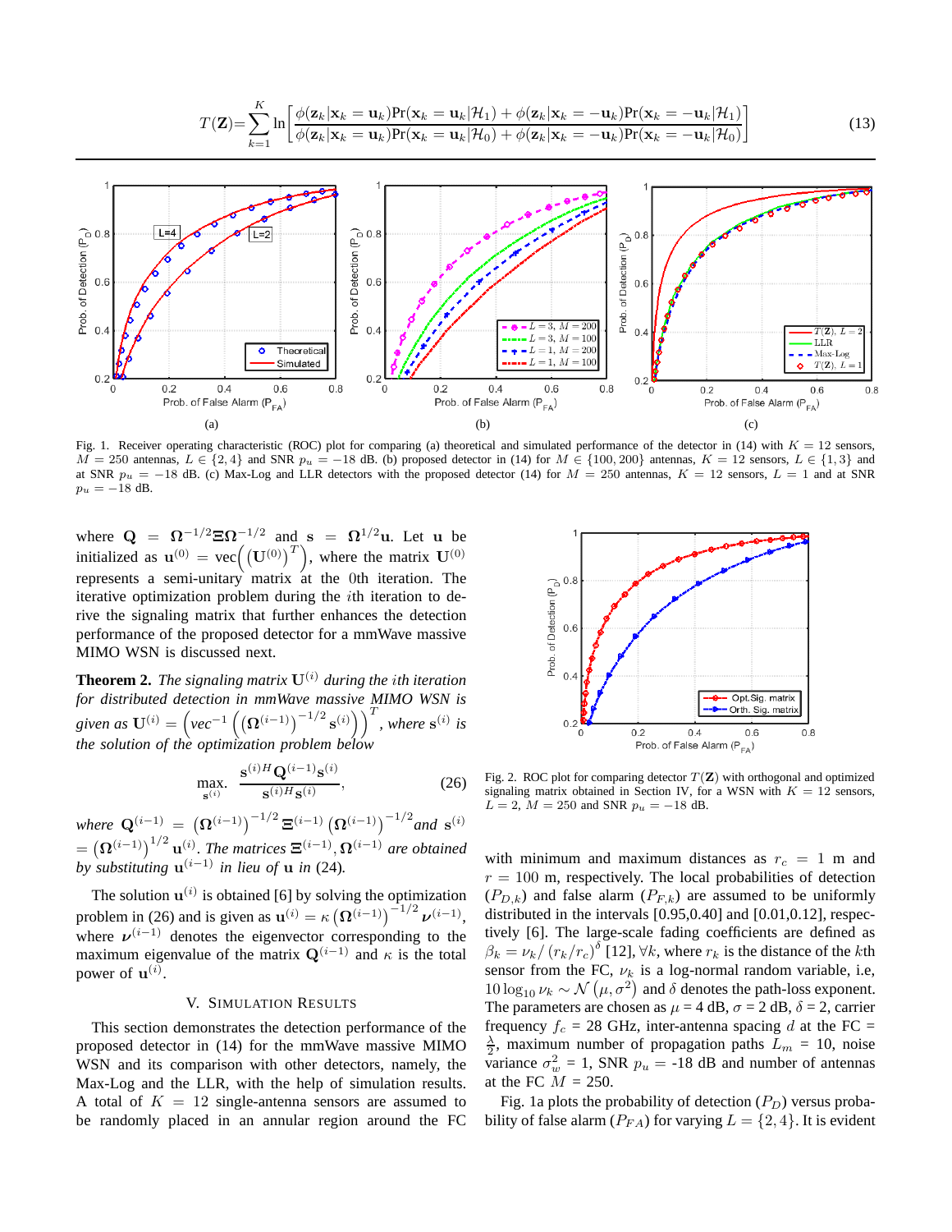$$T(\mathbf{Z})=\sum_{k=1}^{K}\ln\left[\frac{\phi(\mathbf{z}_k|\mathbf{x}_k=\mathbf{u}_k)\Pr(\mathbf{x}_k=\mathbf{u}_k|\mathcal{H}_1)+\phi(\mathbf{z}_k|\mathbf{x}_k=-\mathbf{u}_k)\Pr(\mathbf{x}_k=-\mathbf{u}_k|\mathcal{H}_1)}{\phi(\mathbf{z}_k|\mathbf{x}_k=\mathbf{u}_k)\Pr(\mathbf{x}_k=\mathbf{u}_k|\mathcal{H}_0)+\phi(\mathbf{z}_k|\mathbf{x}_k=-\mathbf{u}_k)\Pr(\mathbf{x}_k=-\mathbf{u}_k|\mathcal{H}_0)}\right] \tag{13}$$

Fig. 1. Receiver operating characteristic (ROC) plot for comparing (a) theoretical and simulated performance of the detector in (14) with $K = 12$ sensors, $M = 250$ antennas, $L \in \{2, 4\}$ and SNR $p_u = -18$ dB. (b) proposed detector in (14) for $M \in \{100, 200\}$ antennas, $K = 12$ sensors, $L \in \{1, 3\}$ and at SNR $p_u = -18$ dB. (c) Max-Log and LLR detectors with the proposed detector (14) for $M = 250$ antennas, $K = 12$ sensors, $L = 1$ and at SNR $p_u = -18$ dB.

where $\mathbf{Q} = \mathbf{\Omega}^{-1/2}\mathbf{\Xi}\mathbf{\Omega}^{-1/2}$ and $\mathbf{s} = \mathbf{\Omega}^{1/2}\mathbf{u}$. Let $\mathbf{u}$ be initialized as $\mathbf{u}^{(0)} = \text{vec}\left(\left(\mathbf{U}^{(0)}\right)^T\right)$, where the matrix $\mathbf{U}^{(0)}$ represents a semi-unitary matrix at the 0th iteration. The iterative optimization problem during the $i$th iteration to derive the signaling matrix that further enhances the detection performance of the proposed detector for a mmWave massive MIMO WSN is discussed next.

**Theorem 2.** *The signaling matrix $\mathbf{U}^{(i)}$ during the $i$th iteration for distributed detection in mmWave massive MIMO WSN is given as $\mathbf{U}^{(i)} = \left(vec^{-1}\left(\left(\mathbf{\Omega}^{(i-1)}\right)^{-1/2}\mathbf{s}^{(i)}\right)\right)^T$, where $\mathbf{s}^{(i)}$ is the solution of the optimization problem below*

$$\max_{\mathbf{s}^{(i)}} \frac{\mathbf{s}^{(i)H}\mathbf{Q}^{(i-1)}\mathbf{s}^{(i)}}{\mathbf{s}^{(i)H}\mathbf{s}^{(i)}}, \tag{26}$$

*where $\mathbf{Q}^{(i-1)} = \left(\mathbf{\Omega}^{(i-1)}\right)^{-1/2}\mathbf{\Xi}^{(i-1)}\left(\mathbf{\Omega}^{(i-1)}\right)^{-1/2}$ and $\mathbf{s}^{(i)} = \left(\mathbf{\Omega}^{(i-1)}\right)^{1/2}\mathbf{u}^{(i)}$. The matrices $\mathbf{\Xi}^{(i-1)}, \mathbf{\Omega}^{(i-1)}$ are obtained by substituting $\mathbf{u}^{(i-1)}$ in lieu of $\mathbf{u}$ in (24).*

The solution $\mathbf{u}^{(i)}$ is obtained [6] by solving the optimization problem in (26) and is given as $\mathbf{u}^{(i)} = \kappa\left(\mathbf{\Omega}^{(i-1)}\right)^{-1/2}\boldsymbol{\nu}^{(i-1)}$, where $\boldsymbol{\nu}^{(i-1)}$ denotes the eigenvector corresponding to the maximum eigenvalue of the matrix $\mathbf{Q}^{(i-1)}$ and $\kappa$ is the total power of $\mathbf{u}^{(i)}$.

## V. Simulation Results

This section demonstrates the detection performance of the proposed detector in (14) for the mmWave massive MIMO WSN and its comparison with other detectors, namely, the Max-Log and the LLR, with the help of simulation results. A total of $K = 12$ single-antenna sensors are assumed to be randomly placed in an annular region around the FC with minimum and maximum distances as $r_c = 1$ m and $r = 100$ m, respectively. The local probabilities of detection ($P_{D,k}$) and false alarm ($P_{F,k}$) are assumed to be uniformly distributed in the intervals [0.95,0.40] and [0.01,0.12], respectively [6]. The large-scale fading coefficients are defined as $\beta_k = \nu_k/\left(r_k/r_c\right)^{\delta}$ [12], $\forall k$, where $r_k$ is the distance of the $k$th sensor from the FC, $\nu_k$ is a log-normal random variable, i.e, $10\log_{10}\nu_k \sim \mathcal{N}\left(\mu, \sigma^2\right)$ and $\delta$ denotes the path-loss exponent. The parameters are chosen as $\mu = 4$ dB, $\sigma = 2$ dB, $\delta = 2$, carrier frequency $f_c = 28$ GHz, inter-antenna spacing $d$ at the FC = $\frac{\lambda}{2}$, maximum number of propagation paths $L_m = 10$, noise variance $\sigma_w^2 = 1$, SNR $p_u$ = -18 dB and number of antennas at the FC $M = 250$.

Fig. 2. ROC plot for comparing detector $T(\mathbf{Z})$ with orthogonal and optimized signaling matrix obtained in Section IV, for a WSN with $K = 12$ sensors, $L = 2$, $M = 250$ and SNR $p_u = -18$ dB.

Fig. 1a plots the probability of detection ($P_D$) versus probability of false alarm ($P_{FA}$) for varying $L = \{2, 4\}$. It is evident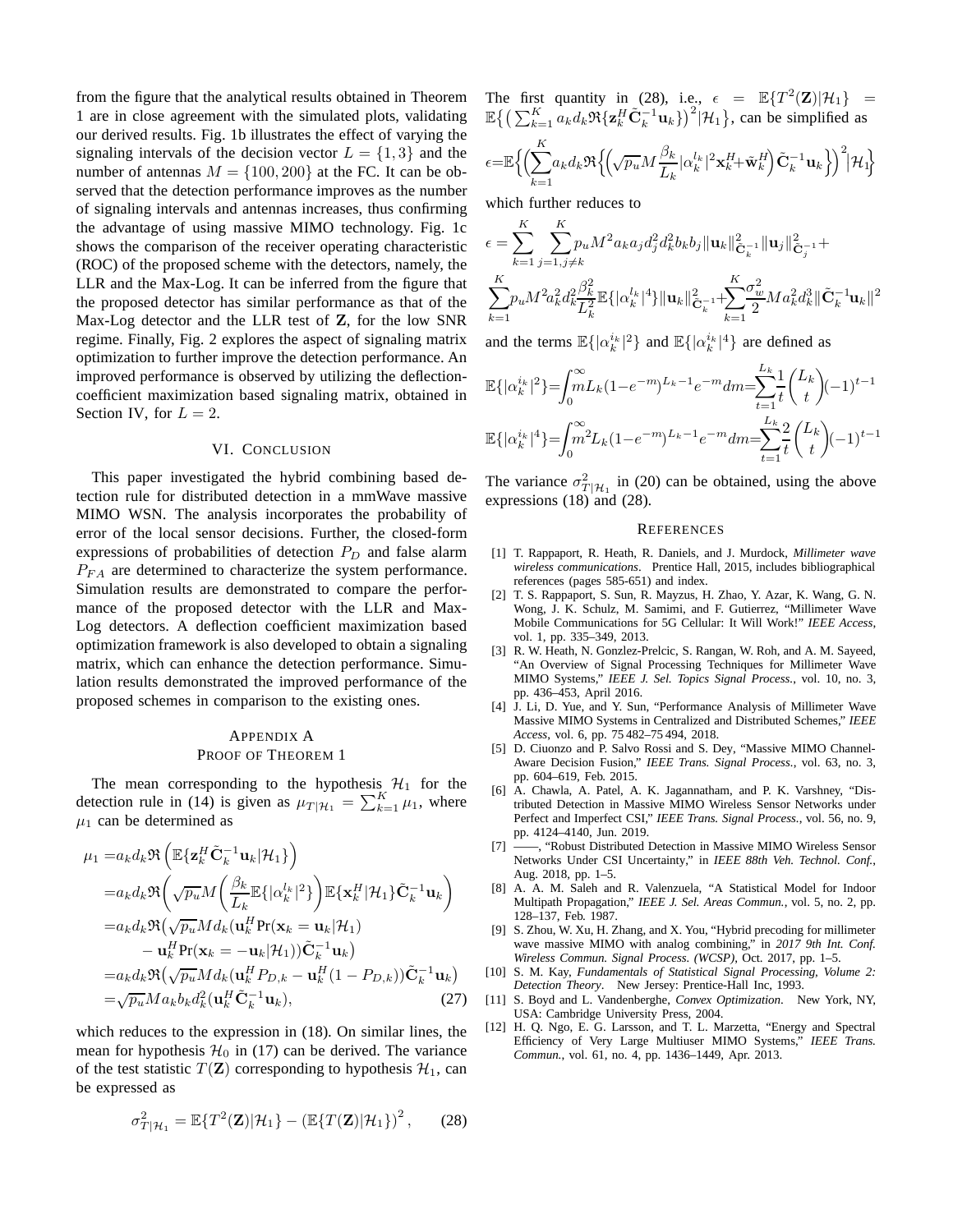from the figure that the analytical results obtained in Theorem 1 are in close agreement with the simulated plots, validating our derived results. Fig. 1b illustrates the effect of varying the signaling intervals of the decision vector $L = \{1, 3\}$ and the number of antennas $M = \{100, 200\}$ at the FC. It can be observed that the detection performance improves as the number of signaling intervals and antennas increases, thus confirming the advantage of using massive MIMO technology. Fig. 1c shows the comparison of the receiver operating characteristic (ROC) of the proposed scheme with the detectors, namely, the LLR and the Max-Log. It can be inferred from the figure that the proposed detector has similar performance as that of the Max-Log detector and the LLR test of $\mathbf{Z}$, for the low SNR regime. Finally, Fig. 2 explores the aspect of signaling matrix optimization to further improve the detection performance. An improved performance is observed by utilizing the deflection-coefficient maximization based signaling matrix, obtained in Section IV, for $L = 2$.

## VI. Conclusion

This paper investigated the hybrid combining based detection rule for distributed detection in a mmWave massive MIMO WSN. The analysis incorporates the probability of error of the local sensor decisions. Further, the closed-form expressions of probabilities of detection $P_D$ and false alarm $P_{FA}$ are determined to characterize the system performance. Simulation results are demonstrated to compare the performance of the proposed detector with the LLR and Max-Log detectors. A deflection coefficient maximization based optimization framework is also developed to obtain a signaling matrix, which can enhance the detection performance. Simulation results demonstrated the improved performance of the proposed schemes in comparison to the existing ones.

## Appendix A
## Proof of Theorem 1

The mean corresponding to the hypothesis $\mathcal{H}_1$ for the detection rule in (14) is given as $\mu_{T|\mathcal{H}_1} = \sum_{k=1}^{K} \mu_1$, where $\mu_1$ can be determined as

$$\begin{aligned}
\mu_1 =& a_k d_k \Re\left(\mathbb{E}\{\mathbf{z}_k^H \tilde{\mathbf{C}}_k^{-1}\mathbf{u}_k|\mathcal{H}_1\}\right) \\
=& a_k d_k \Re\left(\sqrt{p_u}M\left(\frac{\beta_k}{L_k}\mathbb{E}\{|\alpha_k^{l_k}|^2\}\right)\mathbb{E}\{\mathbf{x}_k^H|\mathcal{H}_1\}\tilde{\mathbf{C}}_k^{-1}\mathbf{u}_k\right) \\
=& a_k d_k \Re\big(\sqrt{p_u}Md_k(\mathbf{u}_k^H \Pr(\mathbf{x}_k = \mathbf{u}_k|\mathcal{H}_1) \\
&- \mathbf{u}_k^H \Pr(\mathbf{x}_k = -\mathbf{u}_k|\mathcal{H}_1))\tilde{\mathbf{C}}_k^{-1}\mathbf{u}_k\big) \\
=& a_k d_k \Re\big(\sqrt{p_u}Md_k(\mathbf{u}_k^H P_{D,k} - \mathbf{u}_k^H(1 - P_{D,k}))\tilde{\mathbf{C}}_k^{-1}\mathbf{u}_k\big) \\
=& \sqrt{p_u}M a_k b_k d_k^2(\mathbf{u}_k^H \tilde{\mathbf{C}}_k^{-1}\mathbf{u}_k),
\end{aligned} \tag{27}$$

which reduces to the expression in (18). On similar lines, the mean for hypothesis $\mathcal{H}_0$ in (17) can be derived. The variance of the test statistic $T(\mathbf{Z})$ corresponding to hypothesis $\mathcal{H}_1$, can be expressed as

$$\sigma^2_{T|\mathcal{H}_1} = \mathbb{E}\{T^2(\mathbf{Z})|\mathcal{H}_1\} - \left(\mathbb{E}\{T(\mathbf{Z})|\mathcal{H}_1\}\right)^2, \tag{28}$$

The first quantity in (28), i.e., $\epsilon = \mathbb{E}\{T^2(\mathbf{Z})|\mathcal{H}_1\} = \mathbb{E}\{\left(\sum_{k=1}^{K} a_k d_k \Re\{\mathbf{z}_k^H \tilde{\mathbf{C}}_k^{-1}\mathbf{u}_k\}\right)^2|\mathcal{H}_1\}$, can be simplified as

$$\epsilon = \mathbb{E}\Big\{\Big(\sum_{k=1}^{K} a_k d_k \Re\Big\{\Big(\sqrt{p_u}M\frac{\beta_k}{L_k}|\alpha_k^{l_k}|^2\mathbf{x}_k^H + \tilde{\mathbf{w}}_k^H\Big)\tilde{\mathbf{C}}_k^{-1}\mathbf{u}_k\Big\}\Big)^2\Big|\mathcal{H}_1\Big\}$$

which further reduces to

$$\begin{aligned}
\epsilon =& \sum_{k=1}^{K}\sum_{j=1, j\neq k}^{K} p_u M^2 a_k a_j d_j^2 d_k^2 b_k b_j \|\mathbf{u}_k\|^2_{\tilde{\mathbf{C}}_k^{-1}}\|\mathbf{u}_j\|^2_{\tilde{\mathbf{C}}_j^{-1}} + \\
&\sum_{k=1}^{K} p_u M^2 a_k^2 d_k^2 \frac{\beta_k^2}{L_k^2}\mathbb{E}\{|\alpha_k^{l_k}|^4\}\|\mathbf{u}_k\|^2_{\tilde{\mathbf{C}}_k^{-1}} + \sum_{k=1}^{K}\frac{\sigma_w^2}{2}M a_k^2 d_k^3\|\tilde{\mathbf{C}}_k^{-1}\mathbf{u}_k\|^2
\end{aligned}$$

and the terms $\mathbb{E}\{|\alpha_k^{i_k}|^2\}$ and $\mathbb{E}\{|\alpha_k^{i_k}|^4\}$ are defined as

$$\mathbb{E}\{|\alpha_k^{i_k}|^2\} = \int_0^{\infty} m L_k(1 - e^{-m})^{L_k - 1}e^{-m}dm = \sum_{t=1}^{L_k}\frac{1}{t}\binom{L_k}{t}(-1)^{t-1}$$

$$\mathbb{E}\{|\alpha_k^{i_k}|^4\} = \int_0^{\infty} m^2 L_k(1 - e^{-m})^{L_k - 1}e^{-m}dm = \sum_{t=1}^{L_k}\frac{2}{t}\binom{L_k}{t}(-1)^{t-1}$$

The variance $\sigma^2_{T|\mathcal{H}_1}$ in (20) can be obtained, using the above expressions (18) and (28).

## References

[1] T. Rappaport, R. Heath, R. Daniels, and J. Murdock, *Millimeter wave wireless communications*. Prentice Hall, 2015, includes bibliographical references (pages 585-651) and index.

[2] T. S. Rappaport, S. Sun, R. Mayzus, H. Zhao, Y. Azar, K. Wang, G. N. Wong, J. K. Schulz, M. Samimi, and F. Gutierrez, "Millimeter Wave Mobile Communications for 5G Cellular: It Will Work!" *IEEE Access*, vol. 1, pp. 335–349, 2013.

[3] R. W. Heath, N. Gonzlez-Prelcic, S. Rangan, W. Roh, and A. M. Sayeed, "An Overview of Signal Processing Techniques for Millimeter Wave MIMO Systems," *IEEE J. Sel. Topics Signal Process.*, vol. 10, no. 3, pp. 436–453, April 2016.

[4] J. Li, D. Yue, and Y. Sun, "Performance Analysis of Millimeter Wave Massive MIMO Systems in Centralized and Distributed Schemes," *IEEE Access*, vol. 6, pp. 75 482–75 494, 2018.

[5] D. Ciuonzo and P. Salvo Rossi and S. Dey, "Massive MIMO Channel-Aware Decision Fusion," *IEEE Trans. Signal Process.*, vol. 63, no. 3, pp. 604–619, Feb. 2015.

[6] A. Chawla, A. Patel, A. K. Jagannatham, and P. K. Varshney, "Distributed Detection in Massive MIMO Wireless Sensor Networks under Perfect and Imperfect CSI," *IEEE Trans. Signal Process.*, vol. 56, no. 9, pp. 4124–4140, Jun. 2019.

[7] ——, "Robust Distributed Detection in Massive MIMO Wireless Sensor Networks Under CSI Uncertainty," in *IEEE 88th Veh. Technol. Conf.*, Aug. 2018, pp. 1–5.

[8] A. A. M. Saleh and R. Valenzuela, "A Statistical Model for Indoor Multipath Propagation," *IEEE J. Sel. Areas Commun.*, vol. 5, no. 2, pp. 128–137, Feb. 1987.

[9] S. Zhou, W. Xu, H. Zhang, and X. You, "Hybrid precoding for millimeter wave massive MIMO with analog combining," in *2017 9th Int. Conf. Wireless Commun. Signal Process. (WCSP)*, Oct. 2017, pp. 1–5.

[10] S. M. Kay, *Fundamentals of Statistical Signal Processing, Volume 2: Detection Theory*. New Jersey: Prentice-Hall Inc, 1993.

[11] S. Boyd and L. Vandenberghe, *Convex Optimization*. New York, NY, USA: Cambridge University Press, 2004.

[12] H. Q. Ngo, E. G. Larsson, and T. L. Marzetta, "Energy and Spectral Efficiency of Very Large Multiuser MIMO Systems," *IEEE Trans. Commun.*, vol. 61, no. 4, pp. 1436–1449, Apr. 2013.